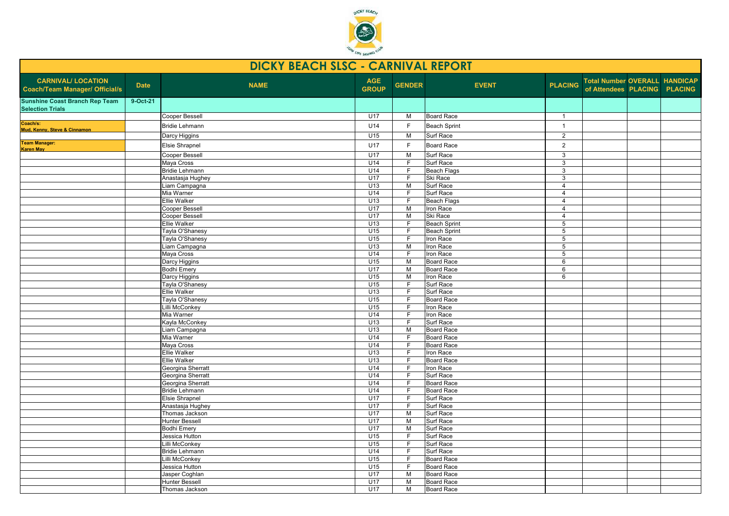# DICKY BEACH SLSC - CARNIVAL REPORT

| CARNIVAL/ LOCATION Coach/Team Manager/ Official/s | Date | NAME | AGE GROUP | GENDER | EVENT | PLACING | Total Number of Attendees | OVERALL PLACING | HANDICAP PLACING |
|---|---|---|---|---|---|---|---|---|---|
| **Sunshine Coast Branch Rep Team Selection Trials** | 9-Oct-21 | | | | | | | | |
| | | Cooper Bessell | U17 | M | Board Race | 1 | | | |
| **Coach/s:** Mud, Kenny, Steve & Cinnamon | | Bridie Lehmann | U14 | F | Beach Sprint | 1 | | | |
| | | Darcy Higgins | U15 | M | Surf Race | 2 | | | |
| **Team Manager:** Karen May | | Elsie Shrapnel | U17 | F | Board Race | 2 | | | |
| | | Cooper Bessell | U17 | M | Surf Race | 3 | | | |
| | | Maya Cross | U14 | F | Surf Race | 3 | | | |
| | | Bridie Lehmann | U14 | F | Beach Flags | 3 | | | |
| | | Anastasja Hughey | U17 | F | Ski Race | 3 | | | |
| | | Liam Campagna | U13 | M | Surf Race | 4 | | | |
| | | Mia Warner | U14 | F | Surf Race | 4 | | | |
| | | Ellie Walker | U13 | F | Beach Flags | 4 | | | |
| | | Cooper Bessell | U17 | M | Iron Race | 4 | | | |
| | | Cooper Bessell | U17 | M | Ski Race | 4 | | | |
| | | Ellie Walker | U13 | F | Beach Sprint | 5 | | | |
| | | Tayla O'Shanesy | U15 | F | Beach Sprint | 5 | | | |
| | | Tayla O'Shanesy | U15 | F | Iron Race | 5 | | | |
| | | Liam Campagna | U13 | M | Iron Race | 5 | | | |
| | | Maya Cross | U14 | F | Iron Race | 5 | | | |
| | | Darcy Higgins | U15 | M | Board Race | 6 | | | |
| | | Bodhi Emery | U17 | M | Board Race | 6 | | | |
| | | Darcy Higgins | U15 | M | Iron Race | 6 | | | |
| | | Tayla O'Shanesy | U15 | F | Surf Race | | | | |
| | | Ellie Walker | U13 | F | Surf Race | | | | |
| | | Tayla O'Shanesy | U15 | F | Board Race | | | | |
| | | Lilli McConkey | U15 | F | Iron Race | | | | |
| | | Mia Warner | U14 | F | Iron Race | | | | |
| | | Kayla McConkey | U13 | F | Surf Race | | | | |
| | | Liam Campagna | U13 | M | Board Race | | | | |
| | | Mia Warner | U14 | F | Board Race | | | | |
| | | Maya Cross | U14 | F | Board Race | | | | |
| | | Ellie Walker | U13 | F | Iron Race | | | | |
| | | Ellie Walker | U13 | F | Board Race | | | | |
| | | Georgina Sherratt | U14 | F | Iron Race | | | | |
| | | Georgina Sherratt | U14 | F | Surf Race | | | | |
| | | Georgina Sherratt | U14 | F | Board Race | | | | |
| | | Bridie Lehmann | U14 | F | Board Race | | | | |
| | | Elsie Shrapnel | U17 | F | Surf Race | | | | |
| | | Anastasja Hughey | U17 | F | Surf Race | | | | |
| | | Thomas Jackson | U17 | M | Surf Race | | | | |
| | | Hunter Bessell | U17 | M | Surf Race | | | | |
| | | Bodhi Emery | U17 | M | Surf Race | | | | |
| | | Jessica Hutton | U15 | F | Surf Race | | | | |
| | | Lilli McConkey | U15 | F | Surf Race | | | | |
| | | Bridie Lehmann | U14 | F | Surf Race | | | | |
| | | Lilli McConkey | U15 | F | Board Race | | | | |
| | | Jessica Hutton | U15 | F | Board Race | | | | |
| | | Jasper Coghlan | U17 | M | Board Race | | | | |
| | | Hunter Bessell | U17 | M | Board Race | | | | |
| | | Thomas Jackson | U17 | M | Board Race | | | | |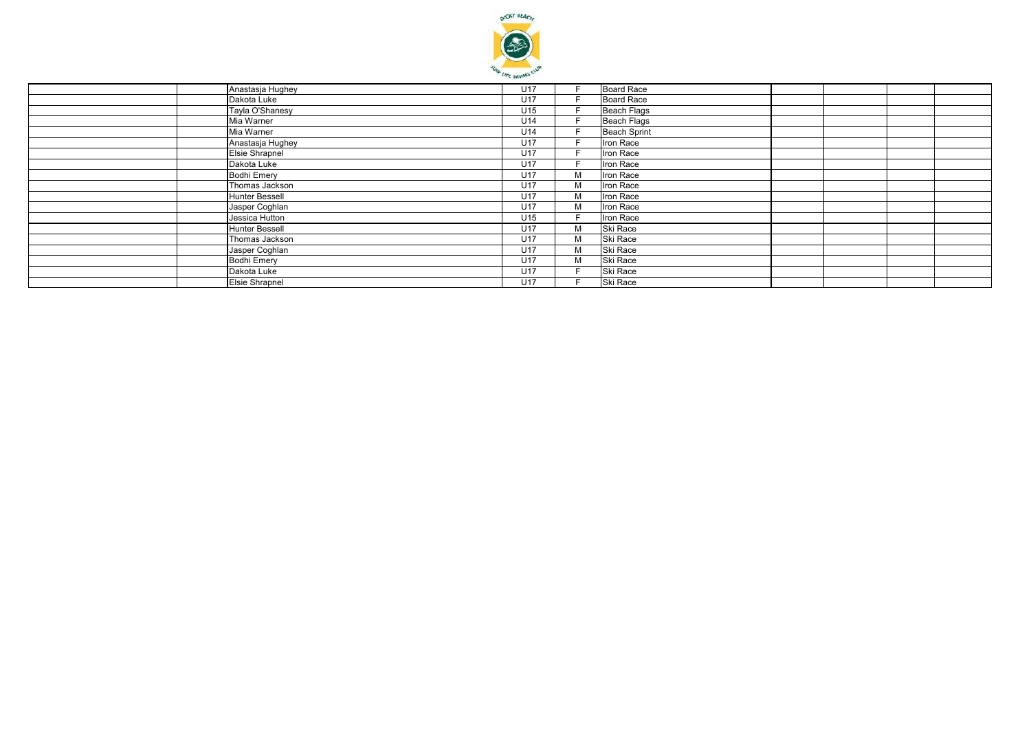| | | | | | | | | | | |
|---|---|---|---|---|---|---|---|---|---|---|
| | | Anastasja Hughey | U17 | F | Board Race | | | | | |
| | | Dakota Luke | U17 | F | Board Race | | | | | |
| | | Tayla O'Shanesy | U15 | F | Beach Flags | | | | | |
| | | Mia Warner | U14 | F | Beach Flags | | | | | |
| | | Mia Warner | U14 | F | Beach Sprint | | | | | |
| | | Anastasja Hughey | U17 | F | Iron Race | | | | | |
| | | Elsie Shrapnel | U17 | F | Iron Race | | | | | |
| | | Dakota Luke | U17 | F | Iron Race | | | | | |
| | | Bodhi Emery | U17 | M | Iron Race | | | | | |
| | | Thomas Jackson | U17 | M | Iron Race | | | | | |
| | | Hunter Bessell | U17 | M | Iron Race | | | | | |
| | | Jasper Coghlan | U17 | M | Iron Race | | | | | |
| | | Jessica Hutton | U15 | F | Iron Race | | | | | |
| | | Hunter Bessell | U17 | M | Ski Race | | | | | |
| | | Thomas Jackson | U17 | M | Ski Race | | | | | |
| | | Jasper Coghlan | U17 | M | Ski Race | | | | | |
| | | Bodhi Emery | U17 | M | Ski Race | | | | | |
| | | Dakota Luke | U17 | F | Ski Race | | | | | |
| | | Elsie Shrapnel | U17 | F | Ski Race | | | | | |